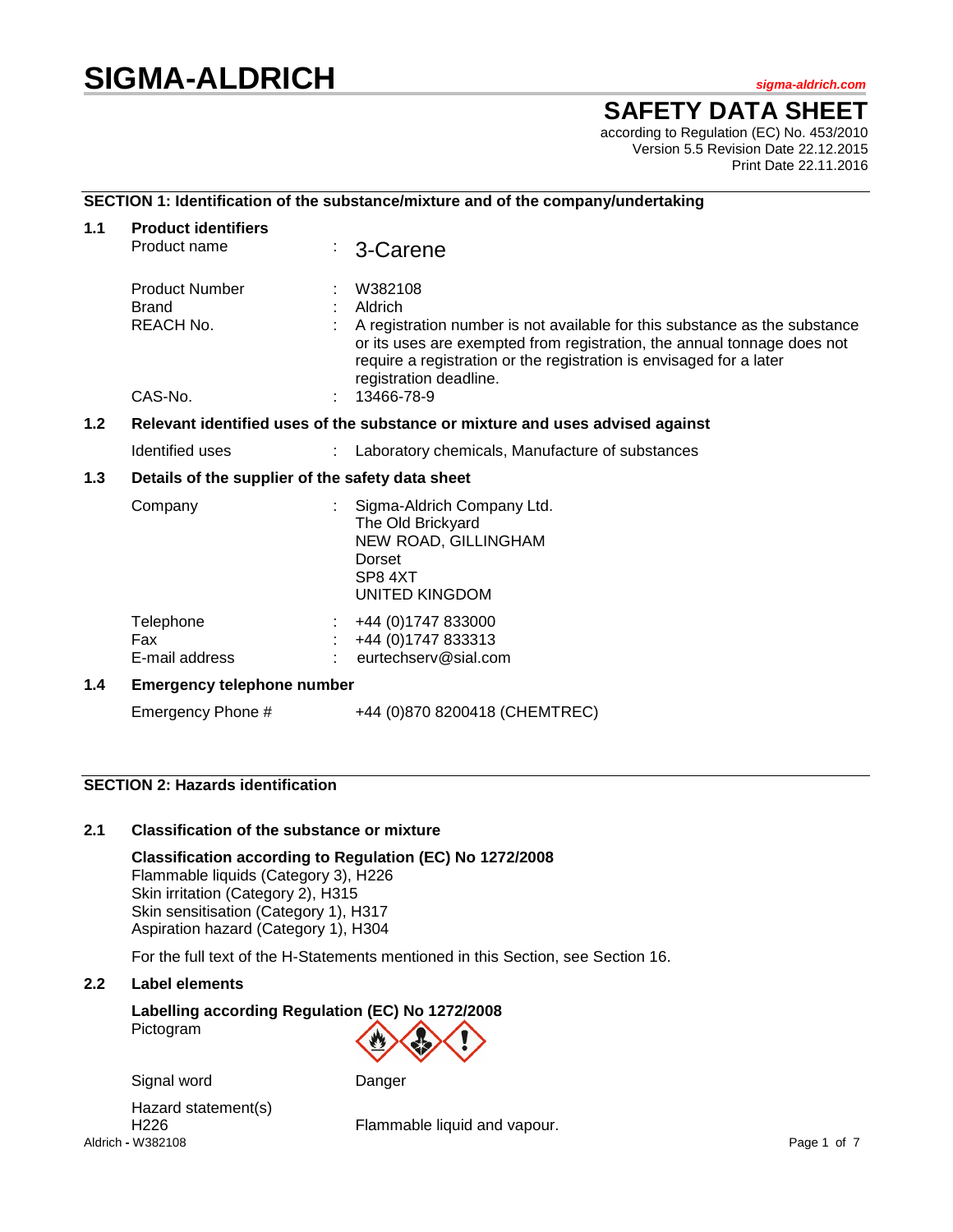# SIGMA-ALDRICH

sigma-aldrich.com

## SAFETY DATA SHEET

according to Regulation (EC) No. 453/2010
Version 5.5 Revision Date 22.12.2015
Print Date 22.11.2016

### SECTION 1: Identification of the substance/mixture and of the company/undertaking

**1.1 Product identifiers**

| | | |
|---|---|---|
| Product name | : | 3-Carene |
| Product Number | : | W382108 |
| Brand | : | Aldrich |
| REACH No. | : | A registration number is not available for this substance as the substance or its uses are exempted from registration, the annual tonnage does not require a registration or the registration is envisaged for a later registration deadline. |
| CAS-No. | : | 13466-78-9 |

**1.2 Relevant identified uses of the substance or mixture and uses advised against**

| | | |
|---|---|---|
| Identified uses | : | Laboratory chemicals, Manufacture of substances |

**1.3 Details of the supplier of the safety data sheet**

| | | |
|---|---|---|
| Company | : | Sigma-Aldrich Company Ltd.<br>The Old Brickyard<br>NEW ROAD, GILLINGHAM<br>Dorset<br>SP8 4XT<br>UNITED KINGDOM |
| Telephone | : | +44 (0)1747 833000 |
| Fax | : | +44 (0)1747 833313 |
| E-mail address | : | eurtechserv@sial.com |

**1.4 Emergency telephone number**

Emergency Phone # +44 (0)870 8200418 (CHEMTREC)

### SECTION 2: Hazards identification

**2.1 Classification of the substance or mixture**

**Classification according to Regulation (EC) No 1272/2008**
Flammable liquids (Category 3), H226
Skin irritation (Category 2), H315
Skin sensitisation (Category 1), H317
Aspiration hazard (Category 1), H304

For the full text of the H-Statements mentioned in this Section, see Section 16.

**2.2 Label elements**

**Labelling according Regulation (EC) No 1272/2008**
Pictogram

Signal word: Danger

Hazard statement(s)
H226 Flammable liquid and vapour.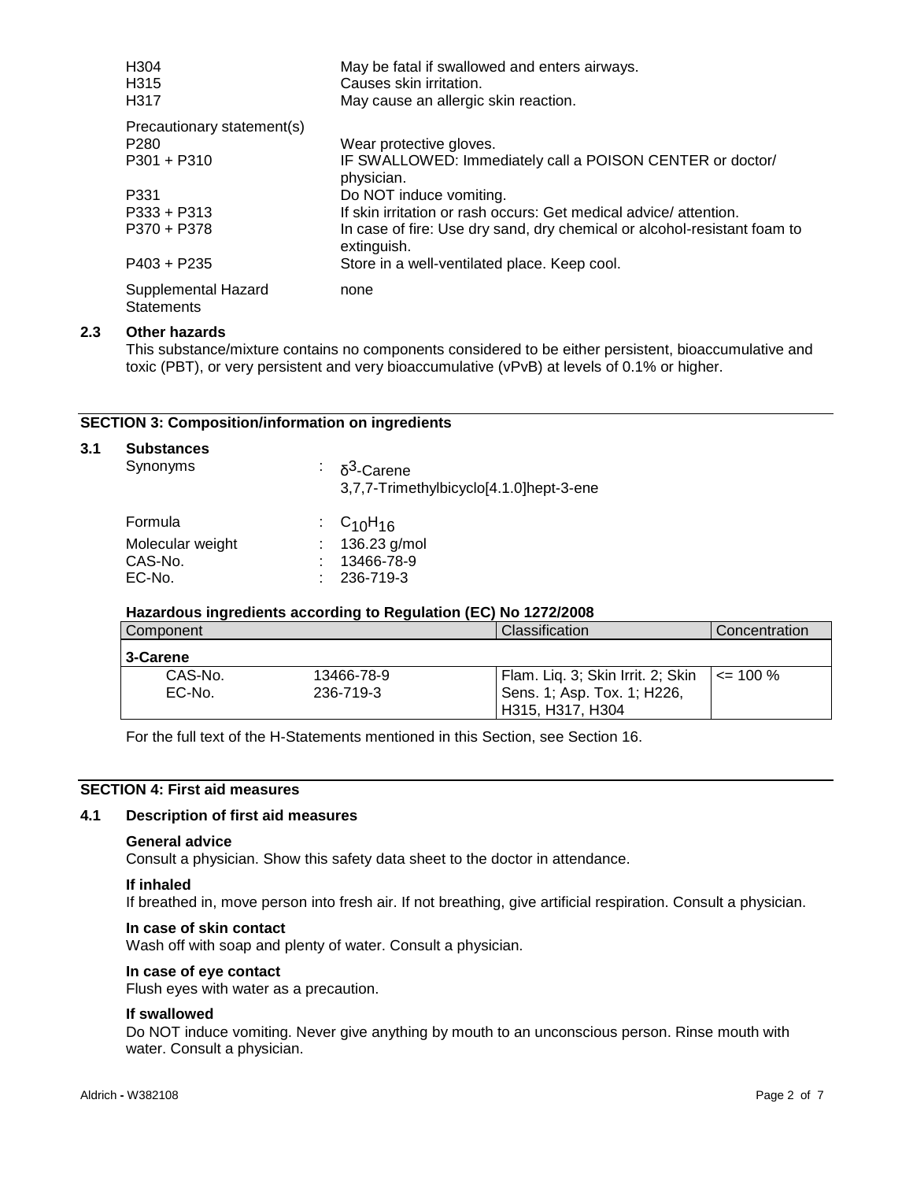| | |
|---|---|
| H304 | May be fatal if swallowed and enters airways. |
| H315 | Causes skin irritation. |
| H317 | May cause an allergic skin reaction. |
| Precautionary statement(s) | |
| P280 | Wear protective gloves. |
| P301 + P310 | IF SWALLOWED: Immediately call a POISON CENTER or doctor/ physician. |
| P331 | Do NOT induce vomiting. |
| P333 + P313 | If skin irritation or rash occurs: Get medical advice/ attention. |
| P370 + P378 | In case of fire: Use dry sand, dry chemical or alcohol-resistant foam to extinguish. |
| P403 + P235 | Store in a well-ventilated place. Keep cool. |
| Supplemental Hazard Statements | none |

### 2.3 Other hazards

This substance/mixture contains no components considered to be either persistent, bioaccumulative and toxic (PBT), or very persistent and very bioaccumulative (vPvB) at levels of 0.1% or higher.

## SECTION 3: Composition/information on ingredients

### 3.1 Substances

| | |
|---|---|
| Synonyms | : $\delta^3$-Carene<br>3,7,7-Trimethylbicyclo[4.1.0]hept-3-ene |
| Formula | : $C_{10}H_{16}$ |
| Molecular weight | : 136.23 g/mol |
| CAS-No. | : 13466-78-9 |
| EC-No. | : 236-719-3 |

**Hazardous ingredients according to Regulation (EC) No 1272/2008**

| Component | | Classification | Concentration |
|---|---|---|---|
| **3-Carene** | | | |
| CAS-No.<br>EC-No. | 13466-78-9<br>236-719-3 | Flam. Liq. 3; Skin Irrit. 2; Skin Sens. 1; Asp. Tox. 1; H226, H315, H317, H304 | <= 100 % |

For the full text of the H-Statements mentioned in this Section, see Section 16.

## SECTION 4: First aid measures

### 4.1 Description of first aid measures

**General advice**

Consult a physician. Show this safety data sheet to the doctor in attendance.

**If inhaled**

If breathed in, move person into fresh air. If not breathing, give artificial respiration. Consult a physician.

**In case of skin contact**

Wash off with soap and plenty of water. Consult a physician.

**In case of eye contact**

Flush eyes with water as a precaution.

**If swallowed**

Do NOT induce vomiting. Never give anything by mouth to an unconscious person. Rinse mouth with water. Consult a physician.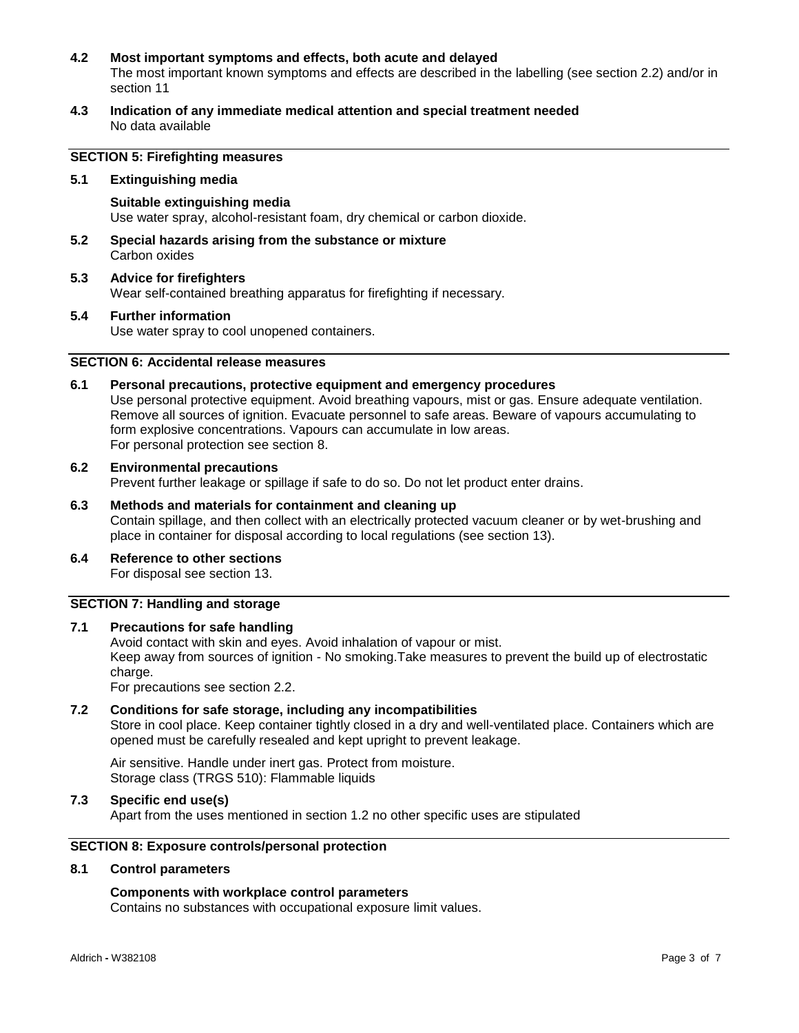### 4.2 Most important symptoms and effects, both acute and delayed

The most important known symptoms and effects are described in the labelling (see section 2.2) and/or in section 11

### 4.3 Indication of any immediate medical attention and special treatment needed

No data available

## SECTION 5: Firefighting measures

### 5.1 Extinguishing media

**Suitable extinguishing media**

Use water spray, alcohol-resistant foam, dry chemical or carbon dioxide.

### 5.2 Special hazards arising from the substance or mixture

Carbon oxides

### 5.3 Advice for firefighters

Wear self-contained breathing apparatus for firefighting if necessary.

### 5.4 Further information

Use water spray to cool unopened containers.

## SECTION 6: Accidental release measures

### 6.1 Personal precautions, protective equipment and emergency procedures

Use personal protective equipment. Avoid breathing vapours, mist or gas. Ensure adequate ventilation. Remove all sources of ignition. Evacuate personnel to safe areas. Beware of vapours accumulating to form explosive concentrations. Vapours can accumulate in low areas.
For personal protection see section 8.

### 6.2 Environmental precautions

Prevent further leakage or spillage if safe to do so. Do not let product enter drains.

### 6.3 Methods and materials for containment and cleaning up

Contain spillage, and then collect with an electrically protected vacuum cleaner or by wet-brushing and place in container for disposal according to local regulations (see section 13).

### 6.4 Reference to other sections

For disposal see section 13.

## SECTION 7: Handling and storage

### 7.1 Precautions for safe handling

Avoid contact with skin and eyes. Avoid inhalation of vapour or mist.
Keep away from sources of ignition - No smoking.Take measures to prevent the build up of electrostatic charge.
For precautions see section 2.2.

### 7.2 Conditions for safe storage, including any incompatibilities

Store in cool place. Keep container tightly closed in a dry and well-ventilated place. Containers which are opened must be carefully resealed and kept upright to prevent leakage.

Air sensitive. Handle under inert gas. Protect from moisture.
Storage class (TRGS 510): Flammable liquids

### 7.3 Specific end use(s)

Apart from the uses mentioned in section 1.2 no other specific uses are stipulated

## SECTION 8: Exposure controls/personal protection

### 8.1 Control parameters

**Components with workplace control parameters**

Contains no substances with occupational exposure limit values.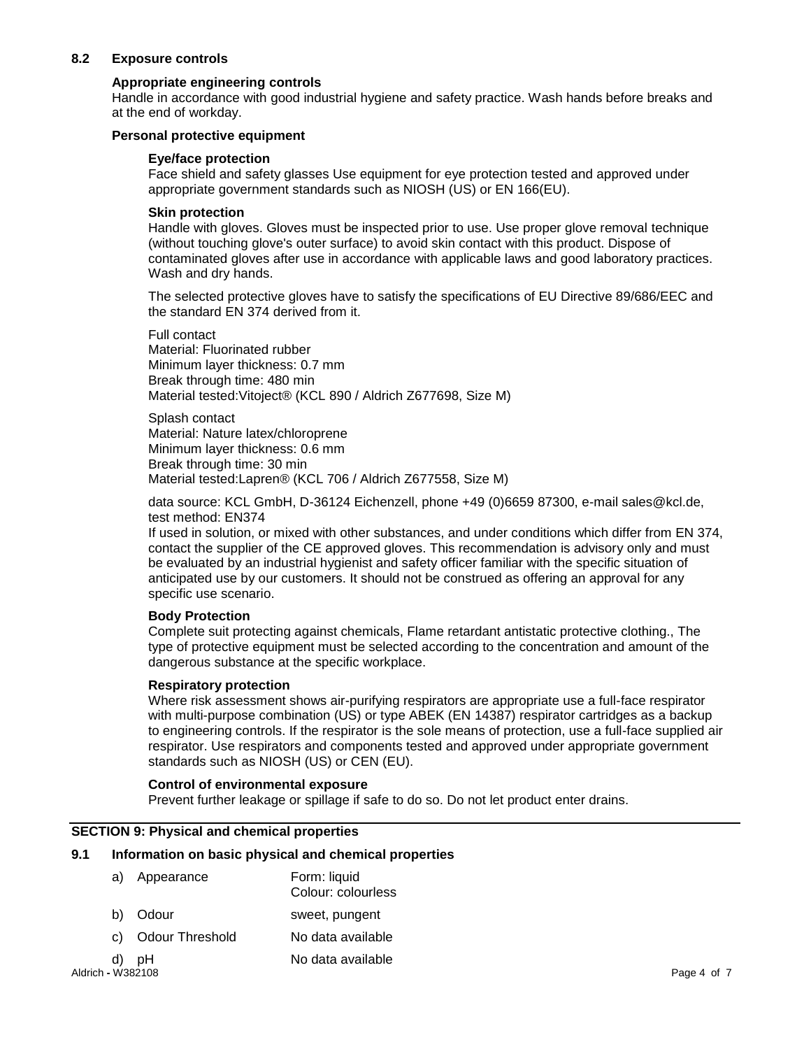### 8.2 Exposure controls

**Appropriate engineering controls**

Handle in accordance with good industrial hygiene and safety practice. Wash hands before breaks and at the end of workday.

**Personal protective equipment**

**Eye/face protection**

Face shield and safety glasses Use equipment for eye protection tested and approved under appropriate government standards such as NIOSH (US) or EN 166(EU).

**Skin protection**

Handle with gloves. Gloves must be inspected prior to use. Use proper glove removal technique (without touching glove's outer surface) to avoid skin contact with this product. Dispose of contaminated gloves after use in accordance with applicable laws and good laboratory practices. Wash and dry hands.

The selected protective gloves have to satisfy the specifications of EU Directive 89/686/EEC and the standard EN 374 derived from it.

Full contact
Material: Fluorinated rubber
Minimum layer thickness: 0.7 mm
Break through time: 480 min
Material tested:Vitoject® (KCL 890 / Aldrich Z677698, Size M)

Splash contact
Material: Nature latex/chloroprene
Minimum layer thickness: 0.6 mm
Break through time: 30 min
Material tested:Lapren® (KCL 706 / Aldrich Z677558, Size M)

data source: KCL GmbH, D-36124 Eichenzell, phone +49 (0)6659 87300, e-mail sales@kcl.de, test method: EN374
If used in solution, or mixed with other substances, and under conditions which differ from EN 374, contact the supplier of the CE approved gloves. This recommendation is advisory only and must be evaluated by an industrial hygienist and safety officer familiar with the specific situation of anticipated use by our customers. It should not be construed as offering an approval for any specific use scenario.

**Body Protection**

Complete suit protecting against chemicals, Flame retardant antistatic protective clothing., The type of protective equipment must be selected according to the concentration and amount of the dangerous substance at the specific workplace.

**Respiratory protection**

Where risk assessment shows air-purifying respirators are appropriate use a full-face respirator with multi-purpose combination (US) or type ABEK (EN 14387) respirator cartridges as a backup to engineering controls. If the respirator is the sole means of protection, use a full-face supplied air respirator. Use respirators and components tested and approved under appropriate government standards such as NIOSH (US) or CEN (EU).

**Control of environmental exposure**

Prevent further leakage or spillage if safe to do so. Do not let product enter drains.

## SECTION 9: Physical and chemical properties

### 9.1 Information on basic physical and chemical properties

| | | |
|---|---|---|
| a) | Appearance | Form: liquid<br>Colour: colourless |
| b) | Odour | sweet, pungent |
| c) | Odour Threshold | No data available |
| d) | pH | No data available |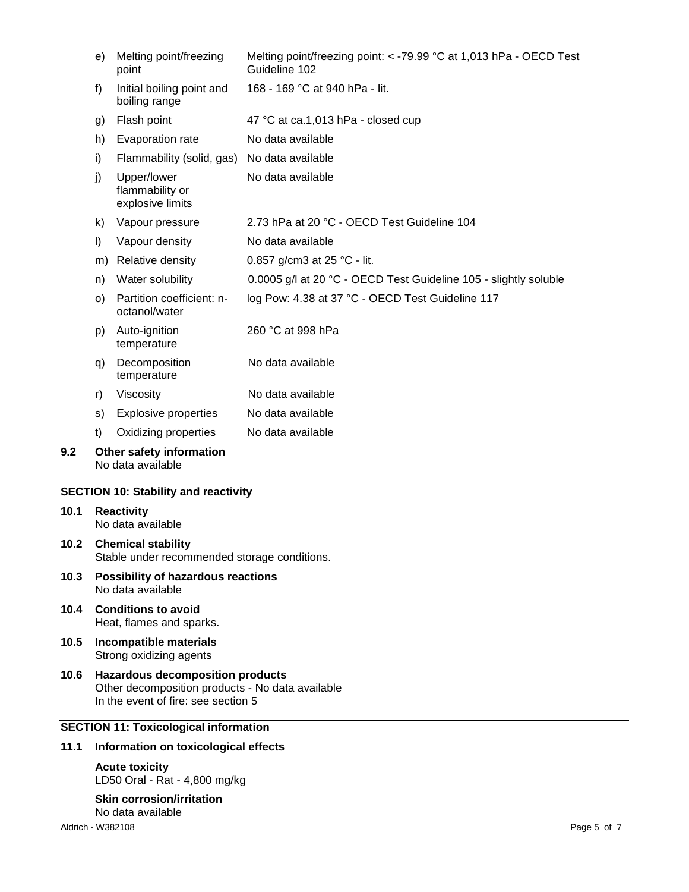| | | |
|---|---|---|
| e) | Melting point/freezing point | Melting point/freezing point: < -79.99 °C at 1,013 hPa - OECD Test Guideline 102 |
| f) | Initial boiling point and boiling range | 168 - 169 °C at 940 hPa - lit. |
| g) | Flash point | 47 °C at ca.1,013 hPa - closed cup |
| h) | Evaporation rate | No data available |
| i) | Flammability (solid, gas) | No data available |
| j) | Upper/lower flammability or explosive limits | No data available |
| k) | Vapour pressure | 2.73 hPa at 20 °C - OECD Test Guideline 104 |
| l) | Vapour density | No data available |
| m) | Relative density | 0.857 g/cm3 at 25 °C - lit. |
| n) | Water solubility | 0.0005 g/l at 20 °C - OECD Test Guideline 105 - slightly soluble |
| o) | Partition coefficient: n-octanol/water | log Pow: 4.38 at 37 °C - OECD Test Guideline 117 |
| p) | Auto-ignition temperature | 260 °C at 998 hPa |
| q) | Decomposition temperature | No data available |
| r) | Viscosity | No data available |
| s) | Explosive properties | No data available |
| t) | Oxidizing properties | No data available |

**9.2 Other safety information**
No data available

## SECTION 10: Stability and reactivity

**10.1 Reactivity**
No data available

**10.2 Chemical stability**
Stable under recommended storage conditions.

**10.3 Possibility of hazardous reactions**
No data available

**10.4 Conditions to avoid**
Heat, flames and sparks.

**10.5 Incompatible materials**
Strong oxidizing agents

**10.6 Hazardous decomposition products**
Other decomposition products - No data available
In the event of fire: see section 5

## SECTION 11: Toxicological information

**11.1 Information on toxicological effects**

**Acute toxicity**
LD50 Oral - Rat - 4,800 mg/kg

**Skin corrosion/irritation**
No data available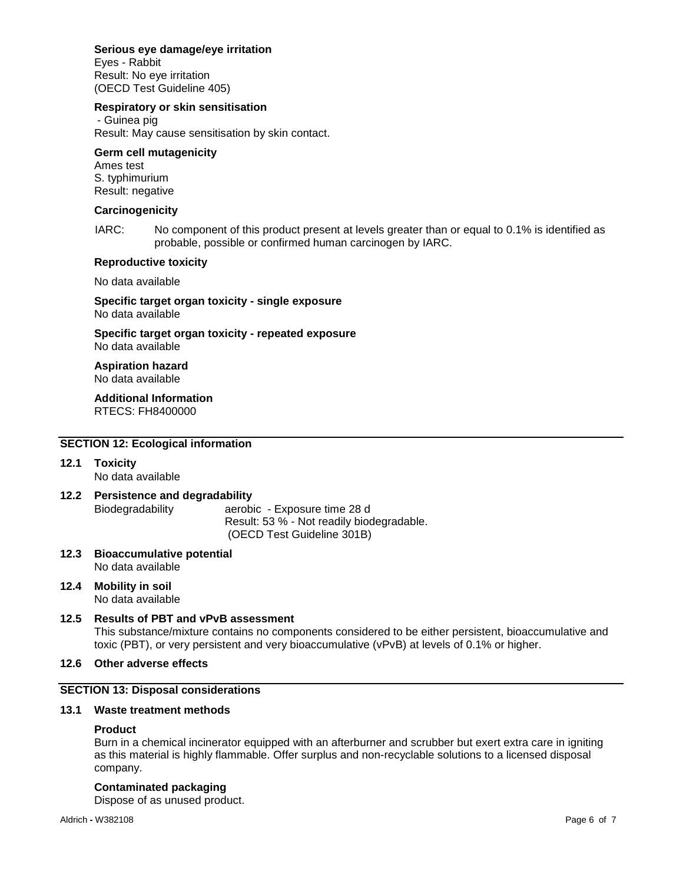**Serious eye damage/eye irritation**

Eyes - Rabbit
Result: No eye irritation
(OECD Test Guideline 405)

**Respiratory or skin sensitisation**

- Guinea pig
Result: May cause sensitisation by skin contact.

**Germ cell mutagenicity**

Ames test
S. typhimurium
Result: negative

**Carcinogenicity**

IARC: No component of this product present at levels greater than or equal to 0.1% is identified as probable, possible or confirmed human carcinogen by IARC.

**Reproductive toxicity**

No data available

**Specific target organ toxicity - single exposure**

No data available

**Specific target organ toxicity - repeated exposure**

No data available

**Aspiration hazard**

No data available

**Additional Information**

RTECS: FH8400000

## SECTION 12: Ecological information

**12.1 Toxicity**

No data available

**12.2 Persistence and degradability**

Biodegradability aerobic - Exposure time 28 d
Result: 53 % - Not readily biodegradable.
(OECD Test Guideline 301B)

**12.3 Bioaccumulative potential**

No data available

**12.4 Mobility in soil**

No data available

**12.5 Results of PBT and vPvB assessment**

This substance/mixture contains no components considered to be either persistent, bioaccumulative and toxic (PBT), or very persistent and very bioaccumulative (vPvB) at levels of 0.1% or higher.

**12.6 Other adverse effects**

## SECTION 13: Disposal considerations

**13.1 Waste treatment methods**

**Product**

Burn in a chemical incinerator equipped with an afterburner and scrubber but exert extra care in igniting as this material is highly flammable. Offer surplus and non-recyclable solutions to a licensed disposal company.

**Contaminated packaging**

Dispose of as unused product.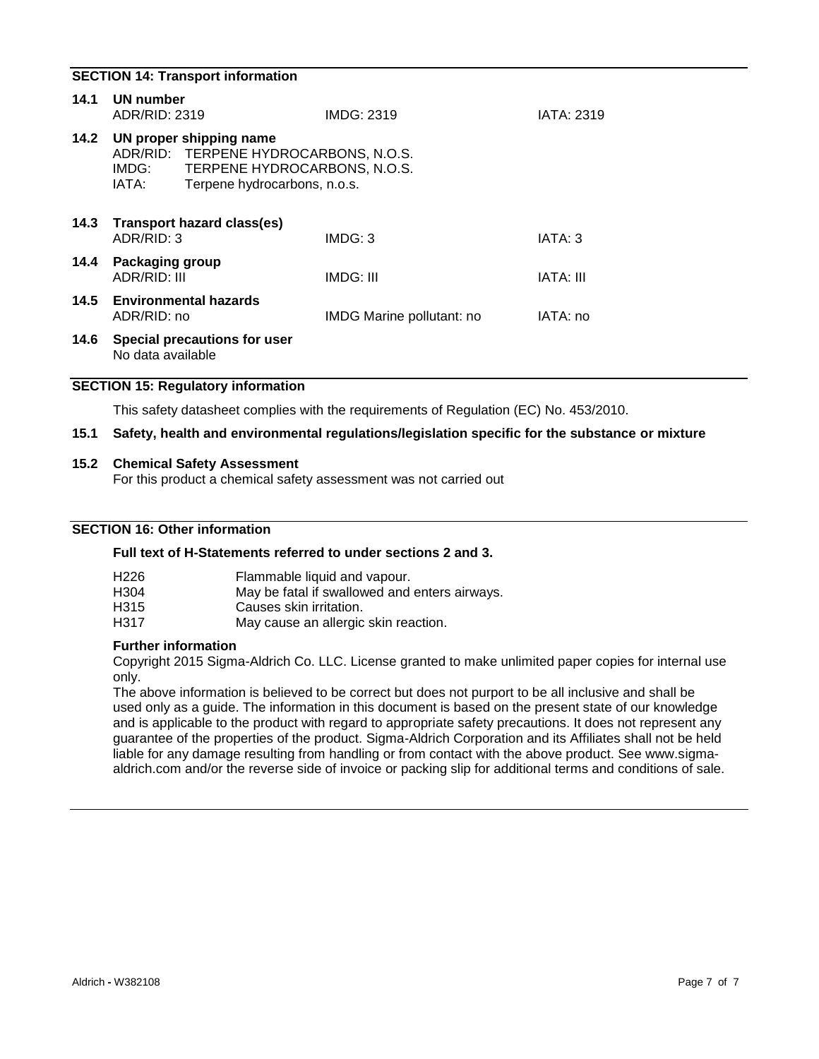## SECTION 14: Transport information

**14.1 UN number**

| | | |
|---|---|---|
| ADR/RID: 2319 | IMDG: 2319 | IATA: 2319 |

**14.2 UN proper shipping name**

ADR/RID: TERPENE HYDROCARBONS, N.O.S.
IMDG: TERPENE HYDROCARBONS, N.O.S.
IATA: Terpene hydrocarbons, n.o.s.

**14.3 Transport hazard class(es)**

| | | |
|---|---|---|
| ADR/RID: 3 | IMDG: 3 | IATA: 3 |

**14.4 Packaging group**

| | | |
|---|---|---|
| ADR/RID: III | IMDG: III | IATA: III |

**14.5 Environmental hazards**

| | | |
|---|---|---|
| ADR/RID: no | IMDG Marine pollutant: no | IATA: no |

**14.6 Special precautions for user**

No data available

## SECTION 15: Regulatory information

This safety datasheet complies with the requirements of Regulation (EC) No. 453/2010.

**15.1 Safety, health and environmental regulations/legislation specific for the substance or mixture**

**15.2 Chemical Safety Assessment**

For this product a chemical safety assessment was not carried out

## SECTION 16: Other information

**Full text of H-Statements referred to under sections 2 and 3.**

| | |
|---|---|
| H226 | Flammable liquid and vapour. |
| H304 | May be fatal if swallowed and enters airways. |
| H315 | Causes skin irritation. |
| H317 | May cause an allergic skin reaction. |

**Further information**

Copyright 2015 Sigma-Aldrich Co. LLC. License granted to make unlimited paper copies for internal use only.

The above information is believed to be correct but does not purport to be all inclusive and shall be used only as a guide. The information in this document is based on the present state of our knowledge and is applicable to the product with regard to appropriate safety precautions. It does not represent any guarantee of the properties of the product. Sigma-Aldrich Corporation and its Affiliates shall not be held liable for any damage resulting from handling or from contact with the above product. See www.sigma-aldrich.com and/or the reverse side of invoice or packing slip for additional terms and conditions of sale.